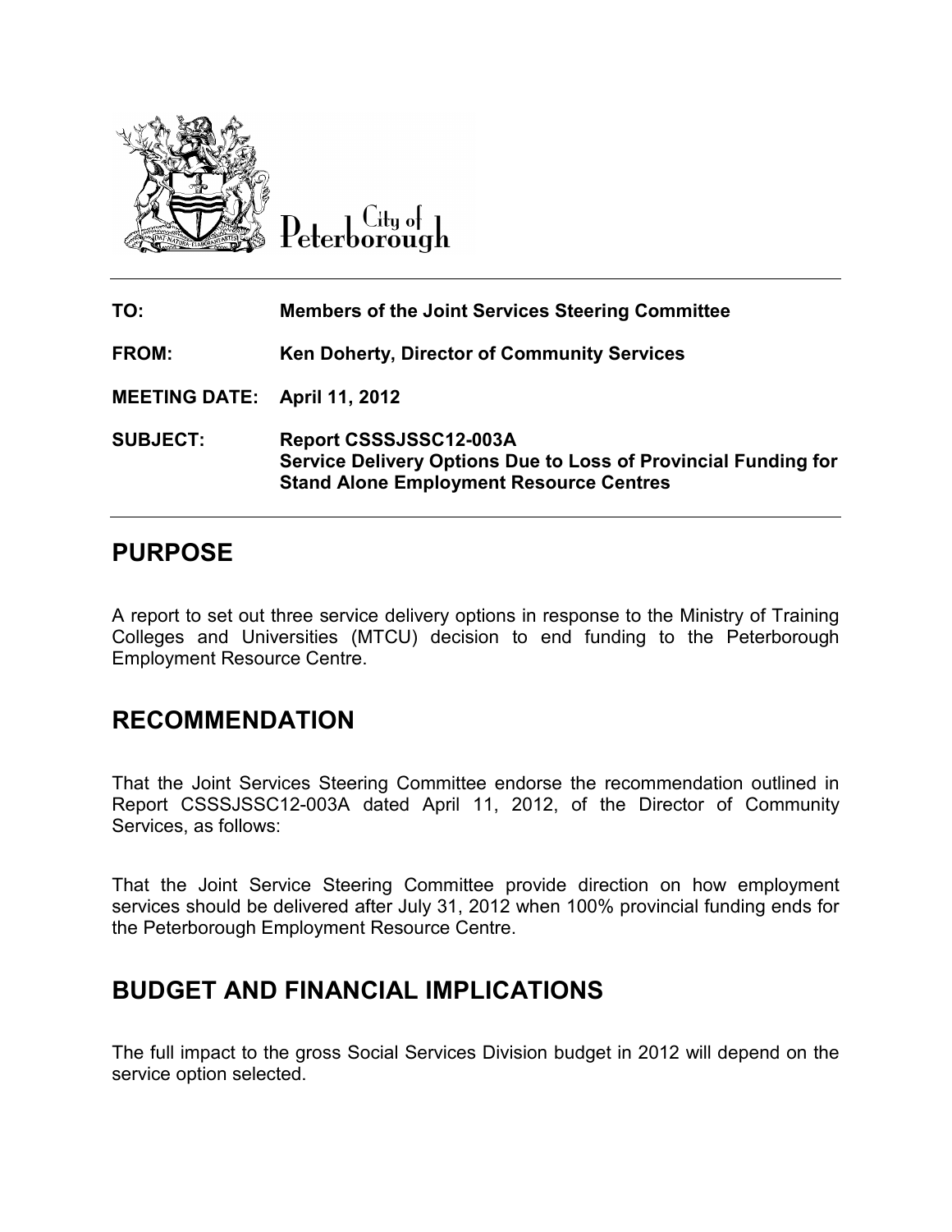City of Peterborough

| | |
|---|---|
| **TO:** | **Members of the Joint Services Steering Committee** |
| **FROM:** | **Ken Doherty, Director of Community Services** |
| **MEETING DATE:** | **April 11, 2012** |
| **SUBJECT:** | **Report CSSSJSSC12-003A**<br>**Service Delivery Options Due to Loss of Provincial Funding for Stand Alone Employment Resource Centres** |

## PURPOSE

A report to set out three service delivery options in response to the Ministry of Training Colleges and Universities (MTCU) decision to end funding to the Peterborough Employment Resource Centre.

## RECOMMENDATION

That the Joint Services Steering Committee endorse the recommendation outlined in Report CSSSJSSC12-003A dated April 11, 2012, of the Director of Community Services, as follows:

That the Joint Service Steering Committee provide direction on how employment services should be delivered after July 31, 2012 when 100% provincial funding ends for the Peterborough Employment Resource Centre.

## BUDGET AND FINANCIAL IMPLICATIONS

The full impact to the gross Social Services Division budget in 2012 will depend on the service option selected.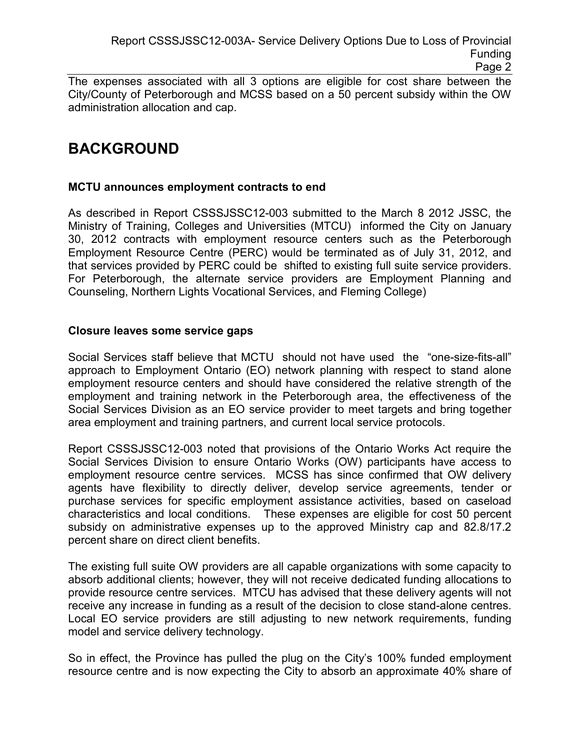The expenses associated with all 3 options are eligible for cost share between the City/County of Peterborough and MCSS based on a 50 percent subsidy within the OW administration allocation and cap.

# BACKGROUND

### MCTU announces employment contracts to end

As described in Report CSSSJSSC12-003 submitted to the March 8 2012 JSSC, the Ministry of Training, Colleges and Universities (MTCU) informed the City on January 30, 2012 contracts with employment resource centers such as the Peterborough Employment Resource Centre (PERC) would be terminated as of July 31, 2012, and that services provided by PERC could be shifted to existing full suite service providers. For Peterborough, the alternate service providers are Employment Planning and Counseling, Northern Lights Vocational Services, and Fleming College)

### Closure leaves some service gaps

Social Services staff believe that MCTU should not have used the "one-size-fits-all" approach to Employment Ontario (EO) network planning with respect to stand alone employment resource centers and should have considered the relative strength of the employment and training network in the Peterborough area, the effectiveness of the Social Services Division as an EO service provider to meet targets and bring together area employment and training partners, and current local service protocols.

Report CSSSJSSC12-003 noted that provisions of the Ontario Works Act require the Social Services Division to ensure Ontario Works (OW) participants have access to employment resource centre services. MCSS has since confirmed that OW delivery agents have flexibility to directly deliver, develop service agreements, tender or purchase services for specific employment assistance activities, based on caseload characteristics and local conditions. These expenses are eligible for cost 50 percent subsidy on administrative expenses up to the approved Ministry cap and 82.8/17.2 percent share on direct client benefits.

The existing full suite OW providers are all capable organizations with some capacity to absorb additional clients; however, they will not receive dedicated funding allocations to provide resource centre services. MTCU has advised that these delivery agents will not receive any increase in funding as a result of the decision to close stand-alone centres. Local EO service providers are still adjusting to new network requirements, funding model and service delivery technology.

So in effect, the Province has pulled the plug on the City's 100% funded employment resource centre and is now expecting the City to absorb an approximate 40% share of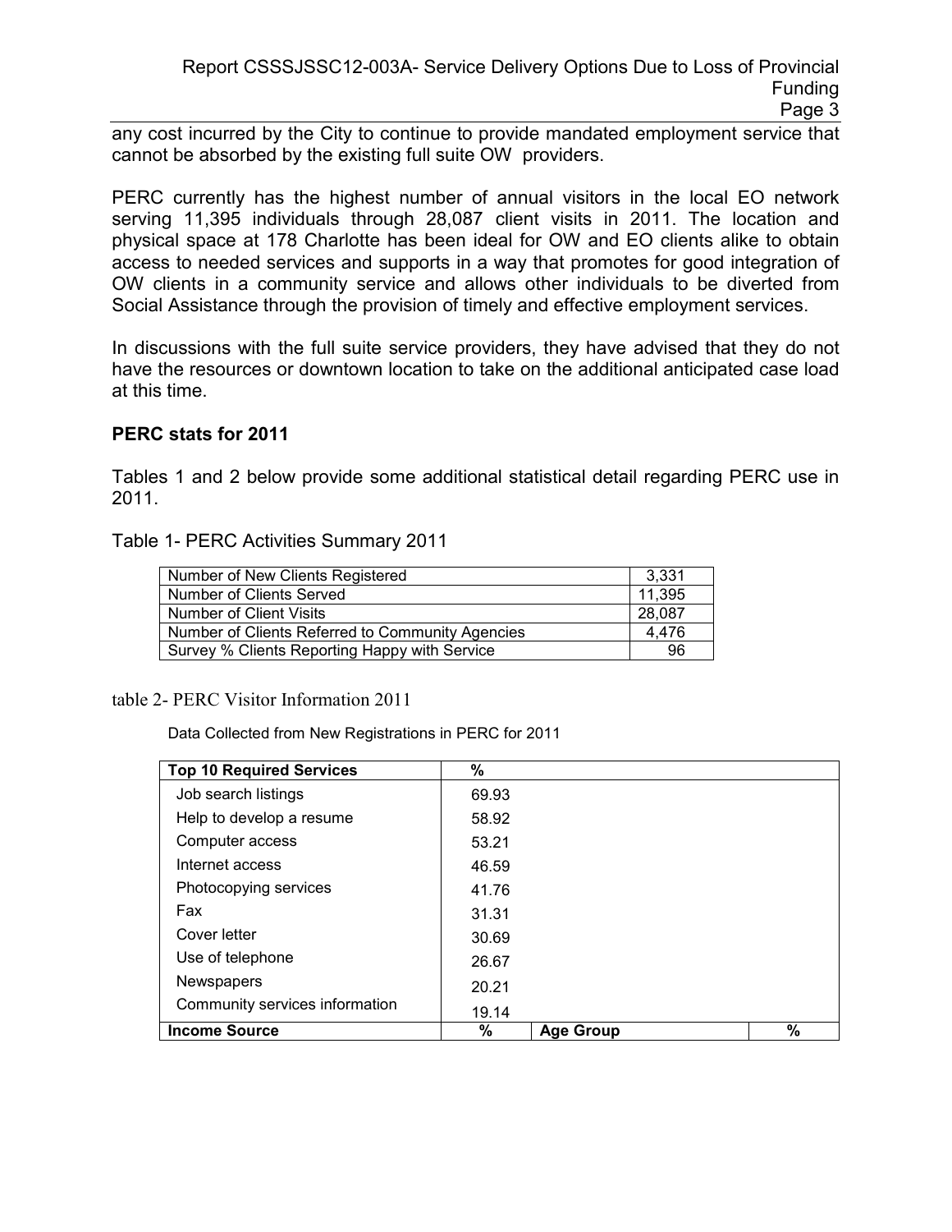any cost incurred by the City to continue to provide mandated employment service that cannot be absorbed by the existing full suite OW providers.

PERC currently has the highest number of annual visitors in the local EO network serving 11,395 individuals through 28,087 client visits in 2011. The location and physical space at 178 Charlotte has been ideal for OW and EO clients alike to obtain access to needed services and supports in a way that promotes for good integration of OW clients in a community service and allows other individuals to be diverted from Social Assistance through the provision of timely and effective employment services.

In discussions with the full suite service providers, they have advised that they do not have the resources or downtown location to take on the additional anticipated case load at this time.

**PERC stats for 2011**

Tables 1 and 2 below provide some additional statistical detail regarding PERC use in 2011.

Table 1- PERC Activities Summary 2011

| | |
|---|---|
| Number of New Clients Registered | 3,331 |
| Number of Clients Served | 11,395 |
| Number of Client Visits | 28,087 |
| Number of Clients Referred to Community Agencies | 4,476 |
| Survey % Clients Reporting Happy with Service | 96 |

table 2- PERC Visitor Information 2011

Data Collected from New Registrations in PERC for 2011

| **Top 10 Required Services** | **%** | | |
|---|---|---|---|
| Job search listings | 69.93 | | |
| Help to develop a resume | 58.92 | | |
| Computer access | 53.21 | | |
| Internet access | 46.59 | | |
| Photocopying services | 41.76 | | |
| Fax | 31.31 | | |
| Cover letter | 30.69 | | |
| Use of telephone | 26.67 | | |
| Newspapers | 20.21 | | |
| Community services information | 19.14 | | |
| **Income Source** | **%** | **Age Group** | **%** |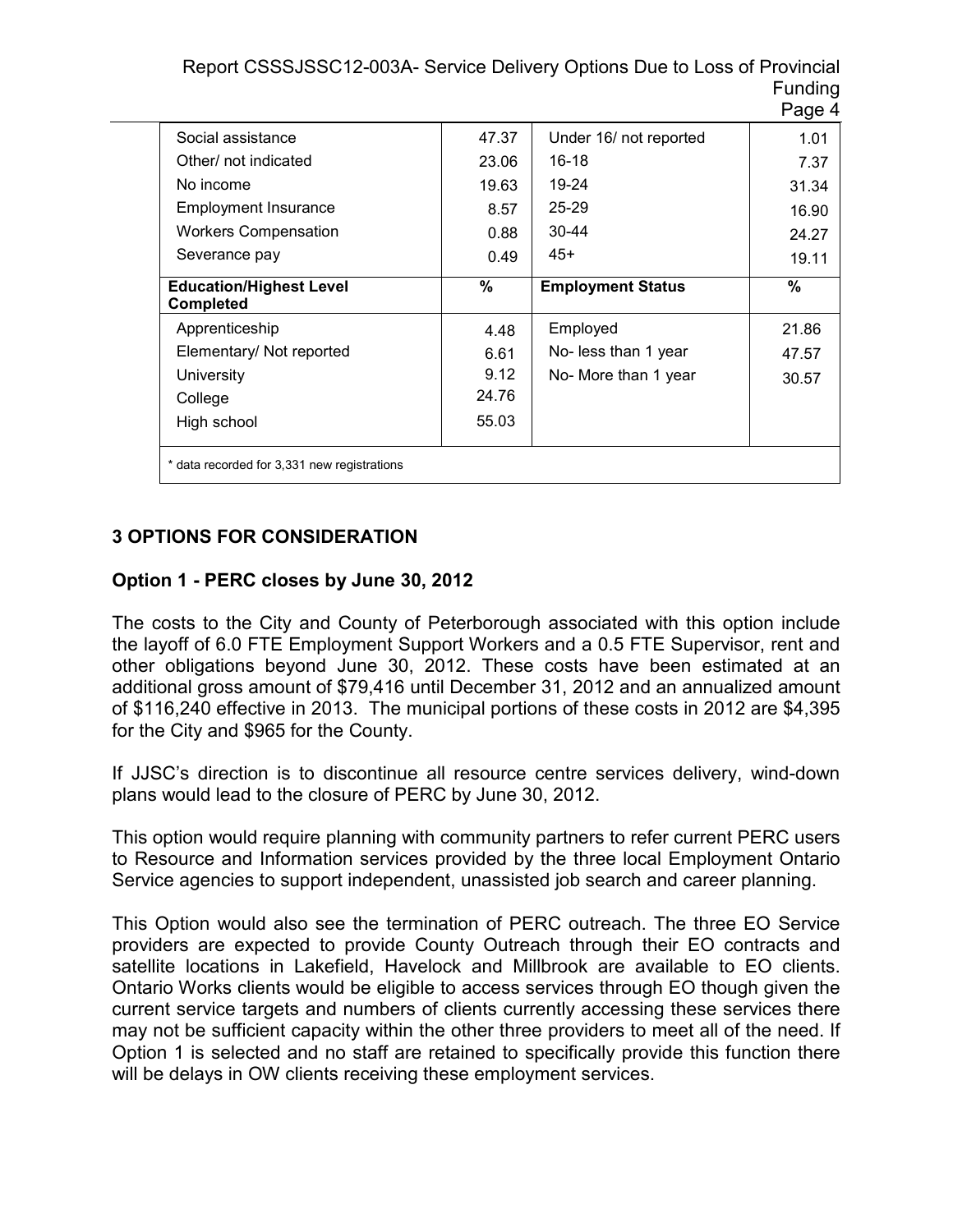| | | | |
|---|---|---|---|
| Social assistance | 47.37 | Under 16/ not reported | 1.01 |
| Other/ not indicated | 23.06 | 16-18 | 7.37 |
| No income | 19.63 | 19-24 | 31.34 |
| Employment Insurance | 8.57 | 25-29 | 16.90 |
| Workers Compensation | 0.88 | 30-44 | 24.27 |
| Severance pay | 0.49 | 45+ | 19.11 |
| **Education/Highest Level Completed** | **%** | **Employment Status** | **%** |
| Apprenticeship | 4.48 | Employed | 21.86 |
| Elementary/ Not reported | 6.61 | No- less than 1 year | 47.57 |
| University | 9.12 | No- More than 1 year | 30.57 |
| College | 24.76 | | |
| High school | 55.03 | | |
| * data recorded for 3,331 new registrations | | | |

## 3 OPTIONS FOR CONSIDERATION

### Option 1 - PERC closes by June 30, 2012

The costs to the City and County of Peterborough associated with this option include the layoff of 6.0 FTE Employment Support Workers and a 0.5 FTE Supervisor, rent and other obligations beyond June 30, 2012. These costs have been estimated at an additional gross amount of $79,416 until December 31, 2012 and an annualized amount of $116,240 effective in 2013. The municipal portions of these costs in 2012 are $4,395 for the City and $965 for the County.

If JJSC's direction is to discontinue all resource centre services delivery, wind-down plans would lead to the closure of PERC by June 30, 2012.

This option would require planning with community partners to refer current PERC users to Resource and Information services provided by the three local Employment Ontario Service agencies to support independent, unassisted job search and career planning.

This Option would also see the termination of PERC outreach. The three EO Service providers are expected to provide County Outreach through their EO contracts and satellite locations in Lakefield, Havelock and Millbrook are available to EO clients. Ontario Works clients would be eligible to access services through EO though given the current service targets and numbers of clients currently accessing these services there may not be sufficient capacity within the other three providers to meet all of the need. If Option 1 is selected and no staff are retained to specifically provide this function there will be delays in OW clients receiving these employment services.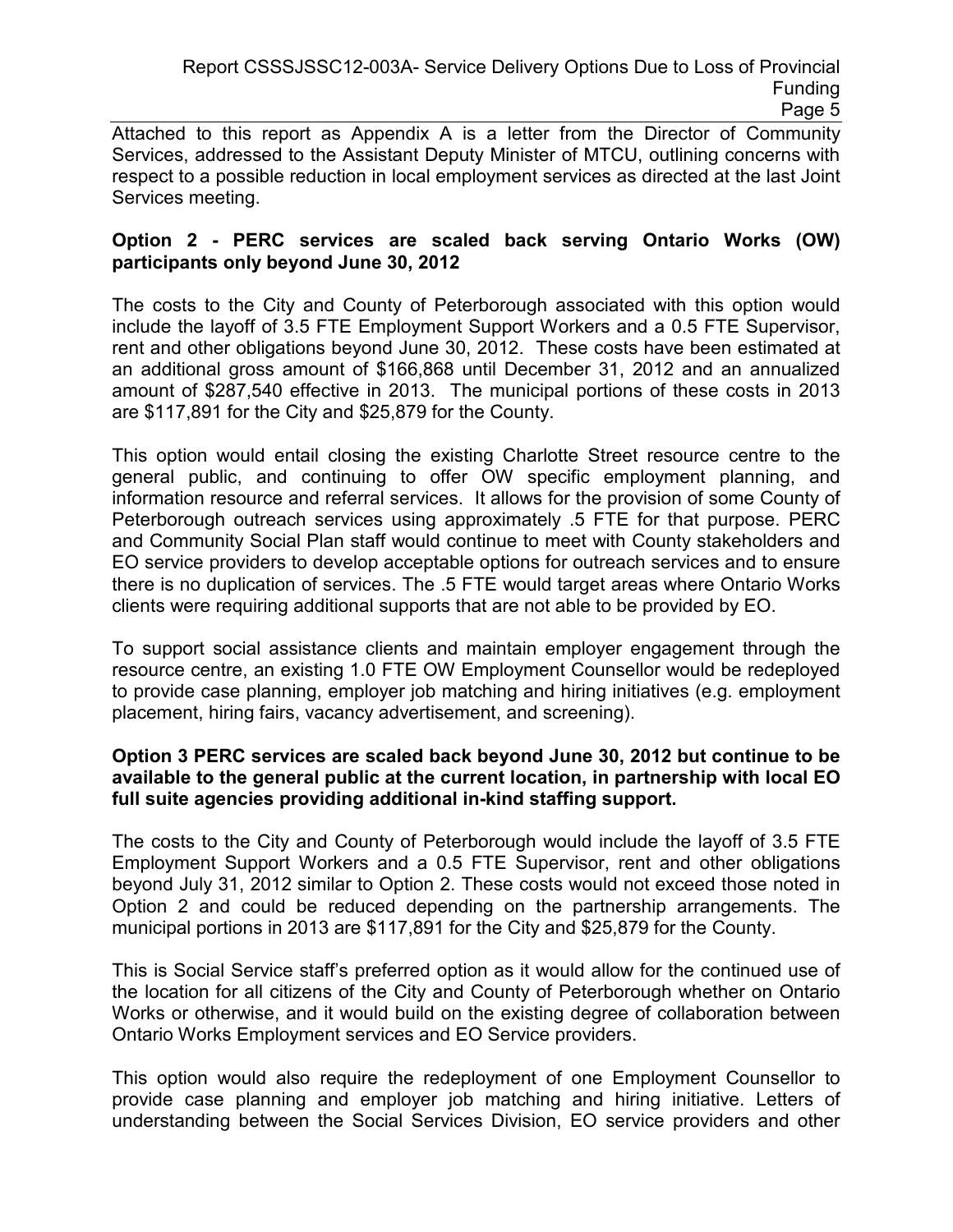Attached to this report as Appendix A is a letter from the Director of Community Services, addressed to the Assistant Deputy Minister of MTCU, outlining concerns with respect to a possible reduction in local employment services as directed at the last Joint Services meeting.

**Option 2 - PERC services are scaled back serving Ontario Works (OW) participants only beyond June 30, 2012**

The costs to the City and County of Peterborough associated with this option would include the layoff of 3.5 FTE Employment Support Workers and a 0.5 FTE Supervisor, rent and other obligations beyond June 30, 2012. These costs have been estimated at an additional gross amount of $166,868 until December 31, 2012 and an annualized amount of $287,540 effective in 2013. The municipal portions of these costs in 2013 are $117,891 for the City and $25,879 for the County.

This option would entail closing the existing Charlotte Street resource centre to the general public, and continuing to offer OW specific employment planning, and information resource and referral services. It allows for the provision of some County of Peterborough outreach services using approximately .5 FTE for that purpose. PERC and Community Social Plan staff would continue to meet with County stakeholders and EO service providers to develop acceptable options for outreach services and to ensure there is no duplication of services. The .5 FTE would target areas where Ontario Works clients were requiring additional supports that are not able to be provided by EO.

To support social assistance clients and maintain employer engagement through the resource centre, an existing 1.0 FTE OW Employment Counsellor would be redeployed to provide case planning, employer job matching and hiring initiatives (e.g. employment placement, hiring fairs, vacancy advertisement, and screening).

**Option 3 PERC services are scaled back beyond June 30, 2012 but continue to be available to the general public at the current location, in partnership with local EO full suite agencies providing additional in-kind staffing support.**

The costs to the City and County of Peterborough would include the layoff of 3.5 FTE Employment Support Workers and a 0.5 FTE Supervisor, rent and other obligations beyond July 31, 2012 similar to Option 2. These costs would not exceed those noted in Option 2 and could be reduced depending on the partnership arrangements. The municipal portions in 2013 are $117,891 for the City and $25,879 for the County.

This is Social Service staff's preferred option as it would allow for the continued use of the location for all citizens of the City and County of Peterborough whether on Ontario Works or otherwise, and it would build on the existing degree of collaboration between Ontario Works Employment services and EO Service providers.

This option would also require the redeployment of one Employment Counsellor to provide case planning and employer job matching and hiring initiative. Letters of understanding between the Social Services Division, EO service providers and other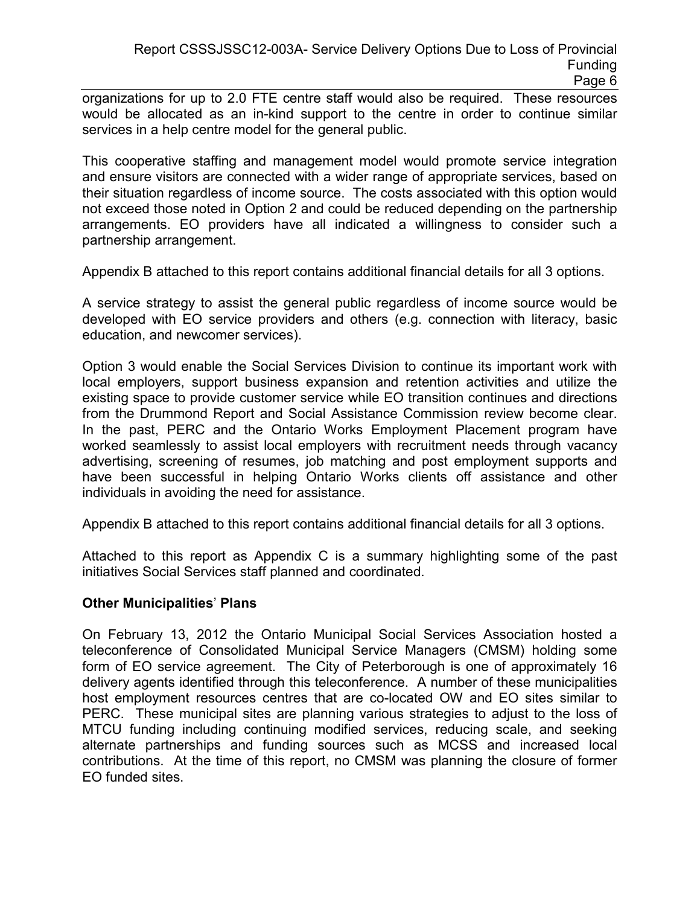organizations for up to 2.0 FTE centre staff would also be required. These resources would be allocated as an in-kind support to the centre in order to continue similar services in a help centre model for the general public.

This cooperative staffing and management model would promote service integration and ensure visitors are connected with a wider range of appropriate services, based on their situation regardless of income source. The costs associated with this option would not exceed those noted in Option 2 and could be reduced depending on the partnership arrangements. EO providers have all indicated a willingness to consider such a partnership arrangement.

Appendix B attached to this report contains additional financial details for all 3 options.

A service strategy to assist the general public regardless of income source would be developed with EO service providers and others (e.g. connection with literacy, basic education, and newcomer services).

Option 3 would enable the Social Services Division to continue its important work with local employers, support business expansion and retention activities and utilize the existing space to provide customer service while EO transition continues and directions from the Drummond Report and Social Assistance Commission review become clear. In the past, PERC and the Ontario Works Employment Placement program have worked seamlessly to assist local employers with recruitment needs through vacancy advertising, screening of resumes, job matching and post employment supports and have been successful in helping Ontario Works clients off assistance and other individuals in avoiding the need for assistance.

Appendix B attached to this report contains additional financial details for all 3 options.

Attached to this report as Appendix C is a summary highlighting some of the past initiatives Social Services staff planned and coordinated.

**Other Municipalities' Plans**

On February 13, 2012 the Ontario Municipal Social Services Association hosted a teleconference of Consolidated Municipal Service Managers (CMSM) holding some form of EO service agreement. The City of Peterborough is one of approximately 16 delivery agents identified through this teleconference. A number of these municipalities host employment resources centres that are co-located OW and EO sites similar to PERC. These municipal sites are planning various strategies to adjust to the loss of MTCU funding including continuing modified services, reducing scale, and seeking alternate partnerships and funding sources such as MCSS and increased local contributions. At the time of this report, no CMSM was planning the closure of former EO funded sites.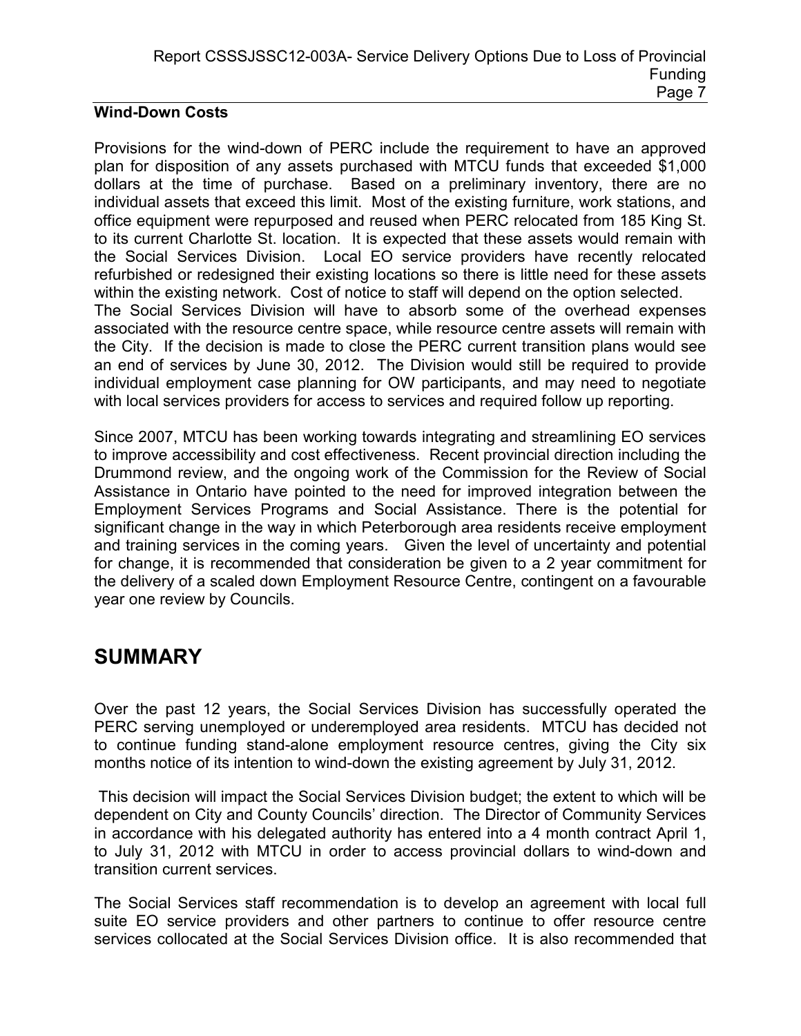**Wind-Down Costs**

Provisions for the wind-down of PERC include the requirement to have an approved plan for disposition of any assets purchased with MTCU funds that exceeded $1,000 dollars at the time of purchase. Based on a preliminary inventory, there are no individual assets that exceed this limit. Most of the existing furniture, work stations, and office equipment were repurposed and reused when PERC relocated from 185 King St. to its current Charlotte St. location. It is expected that these assets would remain with the Social Services Division. Local EO service providers have recently relocated refurbished or redesigned their existing locations so there is little need for these assets within the existing network. Cost of notice to staff will depend on the option selected.
The Social Services Division will have to absorb some of the overhead expenses associated with the resource centre space, while resource centre assets will remain with the City. If the decision is made to close the PERC current transition plans would see an end of services by June 30, 2012. The Division would still be required to provide individual employment case planning for OW participants, and may need to negotiate with local services providers for access to services and required follow up reporting.

Since 2007, MTCU has been working towards integrating and streamlining EO services to improve accessibility and cost effectiveness. Recent provincial direction including the Drummond review, and the ongoing work of the Commission for the Review of Social Assistance in Ontario have pointed to the need for improved integration between the Employment Services Programs and Social Assistance. There is the potential for significant change in the way in which Peterborough area residents receive employment and training services in the coming years. Given the level of uncertainty and potential for change, it is recommended that consideration be given to a 2 year commitment for the delivery of a scaled down Employment Resource Centre, contingent on a favourable year one review by Councils.

# SUMMARY

Over the past 12 years, the Social Services Division has successfully operated the PERC serving unemployed or underemployed area residents. MTCU has decided not to continue funding stand-alone employment resource centres, giving the City six months notice of its intention to wind-down the existing agreement by July 31, 2012.

This decision will impact the Social Services Division budget; the extent to which will be dependent on City and County Councils' direction. The Director of Community Services in accordance with his delegated authority has entered into a 4 month contract April 1, to July 31, 2012 with MTCU in order to access provincial dollars to wind-down and transition current services.

The Social Services staff recommendation is to develop an agreement with local full suite EO service providers and other partners to continue to offer resource centre services collocated at the Social Services Division office. It is also recommended that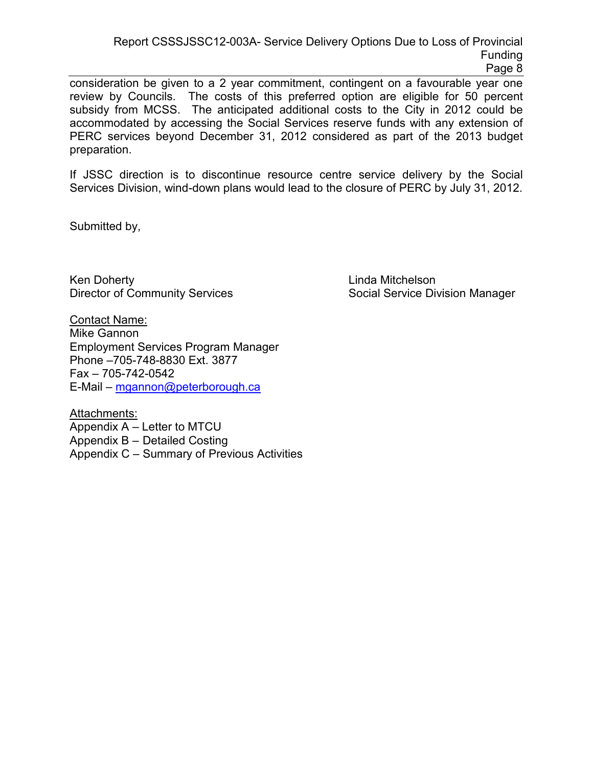consideration be given to a 2 year commitment, contingent on a favourable year one review by Councils. The costs of this preferred option are eligible for 50 percent subsidy from MCSS. The anticipated additional costs to the City in 2012 could be accommodated by accessing the Social Services reserve funds with any extension of PERC services beyond December 31, 2012 considered as part of the 2013 budget preparation.

If JSSC direction is to discontinue resource centre service delivery by the Social Services Division, wind-down plans would lead to the closure of PERC by July 31, 2012.

Submitted by,

Ken Doherty
Director of Community Services

Linda Mitchelson
Social Service Division Manager

Contact Name:
Mike Gannon
Employment Services Program Manager
Phone –705-748-8830 Ext. 3877
Fax – 705-742-0542
E-Mail – mgannon@peterborough.ca

Attachments:
Appendix A – Letter to MTCU
Appendix B – Detailed Costing
Appendix C – Summary of Previous Activities